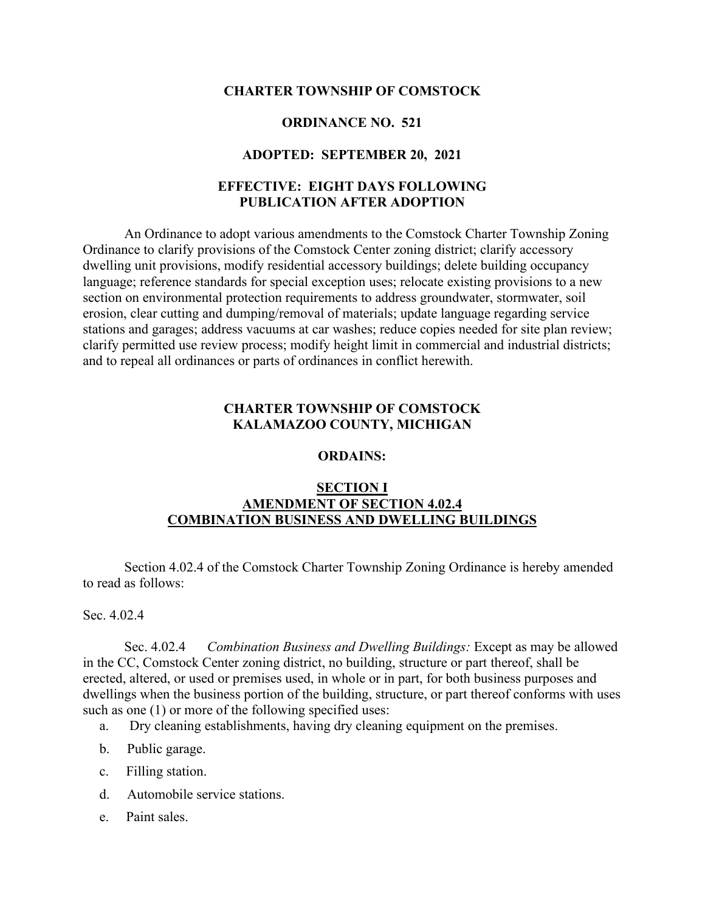**CHARTER TOWNSHIP OF COMSTOCK**

**ORDINANCE NO. 521**

**ADOPTED: SEPTEMBER 20, 2021**

**EFFECTIVE: EIGHT DAYS FOLLOWING PUBLICATION AFTER ADOPTION**

An Ordinance to adopt various amendments to the Comstock Charter Township Zoning Ordinance to clarify provisions of the Comstock Center zoning district; clarify accessory dwelling unit provisions, modify residential accessory buildings; delete building occupancy language; reference standards for special exception uses; relocate existing provisions to a new section on environmental protection requirements to address groundwater, stormwater, soil erosion, clear cutting and dumping/removal of materials; update language regarding service stations and garages; address vacuums at car washes; reduce copies needed for site plan review; clarify permitted use review process; modify height limit in commercial and industrial districts; and to repeal all ordinances or parts of ordinances in conflict herewith.

**CHARTER TOWNSHIP OF COMSTOCK**
**KALAMAZOO COUNTY, MICHIGAN**

**ORDAINS:**

## SECTION I
## AMENDMENT OF SECTION 4.02.4
## COMBINATION BUSINESS AND DWELLING BUILDINGS

Section 4.02.4 of the Comstock Charter Township Zoning Ordinance is hereby amended to read as follows:

Sec. 4.02.4

Sec. 4.02.4 *Combination Business and Dwelling Buildings:* Except as may be allowed in the CC, Comstock Center zoning district, no building, structure or part thereof, shall be erected, altered, or used or premises used, in whole or in part, for both business purposes and dwellings when the business portion of the building, structure, or part thereof conforms with uses such as one (1) or more of the following specified uses:

a. Dry cleaning establishments, having dry cleaning equipment on the premises.

b. Public garage.

c. Filling station.

d. Automobile service stations.

e. Paint sales.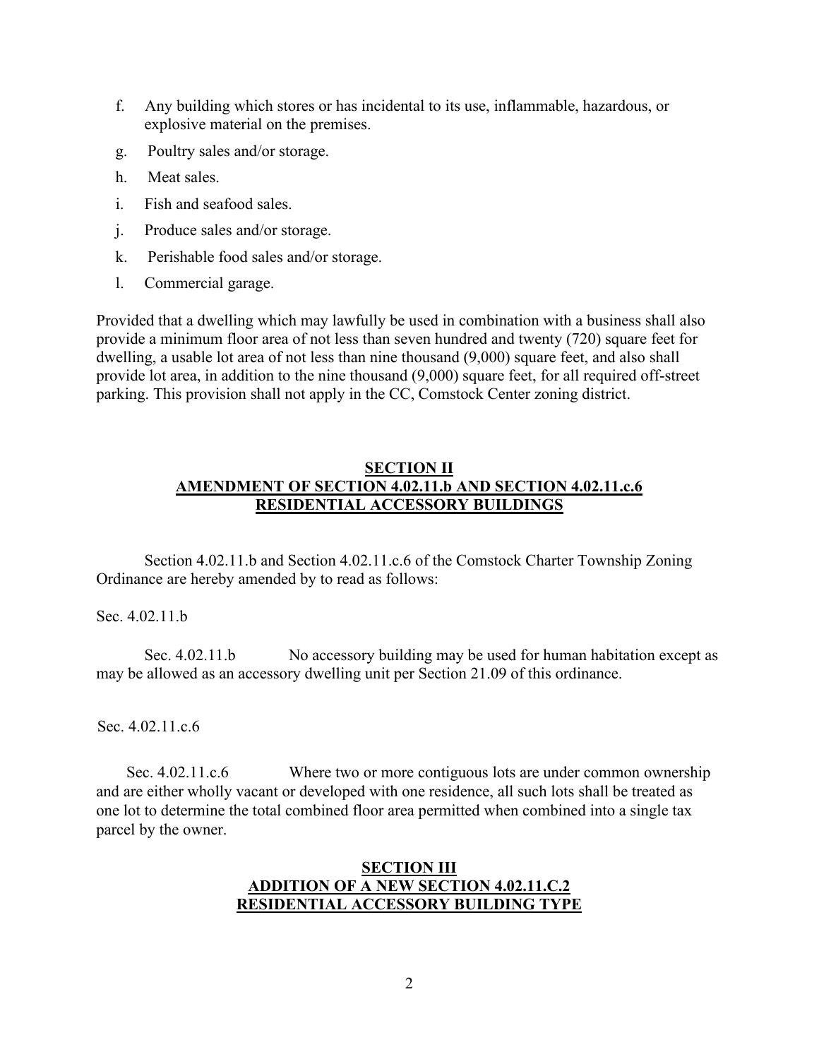f. Any building which stores or has incidental to its use, inflammable, hazardous, or explosive material on the premises.

g. Poultry sales and/or storage.

h. Meat sales.

i. Fish and seafood sales.

j. Produce sales and/or storage.

k. Perishable food sales and/or storage.

l. Commercial garage.

Provided that a dwelling which may lawfully be used in combination with a business shall also provide a minimum floor area of not less than seven hundred and twenty (720) square feet for dwelling, a usable lot area of not less than nine thousand (9,000) square feet, and also shall provide lot area, in addition to the nine thousand (9,000) square feet, for all required off-street parking. This provision shall not apply in the CC, Comstock Center zoning district.

## SECTION II
## AMENDMENT OF SECTION 4.02.11.b AND SECTION 4.02.11.c.6
## RESIDENTIAL ACCESSORY BUILDINGS

Section 4.02.11.b and Section 4.02.11.c.6 of the Comstock Charter Township Zoning Ordinance are hereby amended by to read as follows:

Sec. 4.02.11.b

Sec. 4.02.11.b No accessory building may be used for human habitation except as may be allowed as an accessory dwelling unit per Section 21.09 of this ordinance.

Sec. 4.02.11.c.6

Sec. 4.02.11.c.6 Where two or more contiguous lots are under common ownership and are either wholly vacant or developed with one residence, all such lots shall be treated as one lot to determine the total combined floor area permitted when combined into a single tax parcel by the owner.

## SECTION III
## ADDITION OF A NEW SECTION 4.02.11.C.2
## RESIDENTIAL ACCESSORY BUILDING TYPE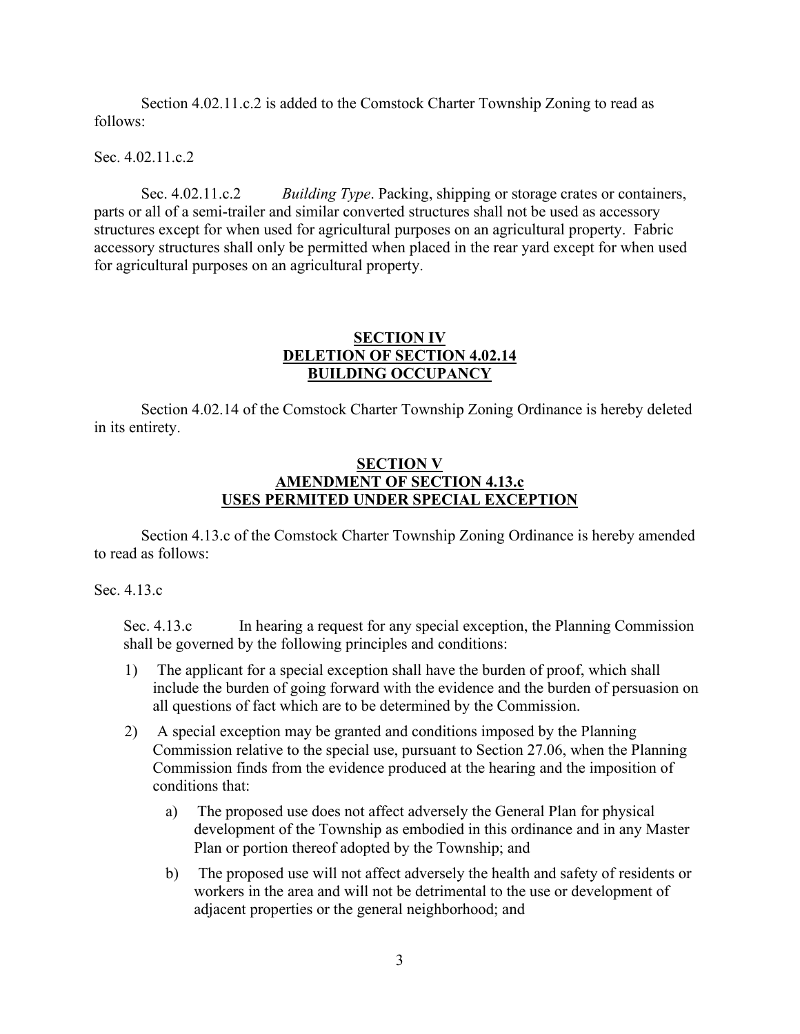Section 4.02.11.c.2 is added to the Comstock Charter Township Zoning to read as follows:

Sec. 4.02.11.c.2

Sec. 4.02.11.c.2 *Building Type*. Packing, shipping or storage crates or containers, parts or all of a semi-trailer and similar converted structures shall not be used as accessory structures except for when used for agricultural purposes on an agricultural property. Fabric accessory structures shall only be permitted when placed in the rear yard except for when used for agricultural purposes on an agricultural property.

## SECTION IV
## DELETION OF SECTION 4.02.14
## BUILDING OCCUPANCY

Section 4.02.14 of the Comstock Charter Township Zoning Ordinance is hereby deleted in its entirety.

## SECTION V
## AMENDMENT OF SECTION 4.13.c
## USES PERMITED UNDER SPECIAL EXCEPTION

Section 4.13.c of the Comstock Charter Township Zoning Ordinance is hereby amended to read as follows:

Sec. 4.13.c

Sec. 4.13.c In hearing a request for any special exception, the Planning Commission shall be governed by the following principles and conditions:

1) The applicant for a special exception shall have the burden of proof, which shall include the burden of going forward with the evidence and the burden of persuasion on all questions of fact which are to be determined by the Commission.

2) A special exception may be granted and conditions imposed by the Planning Commission relative to the special use, pursuant to Section 27.06, when the Planning Commission finds from the evidence produced at the hearing and the imposition of conditions that:

   a) The proposed use does not affect adversely the General Plan for physical development of the Township as embodied in this ordinance and in any Master Plan or portion thereof adopted by the Township; and

   b) The proposed use will not affect adversely the health and safety of residents or workers in the area and will not be detrimental to the use or development of adjacent properties or the general neighborhood; and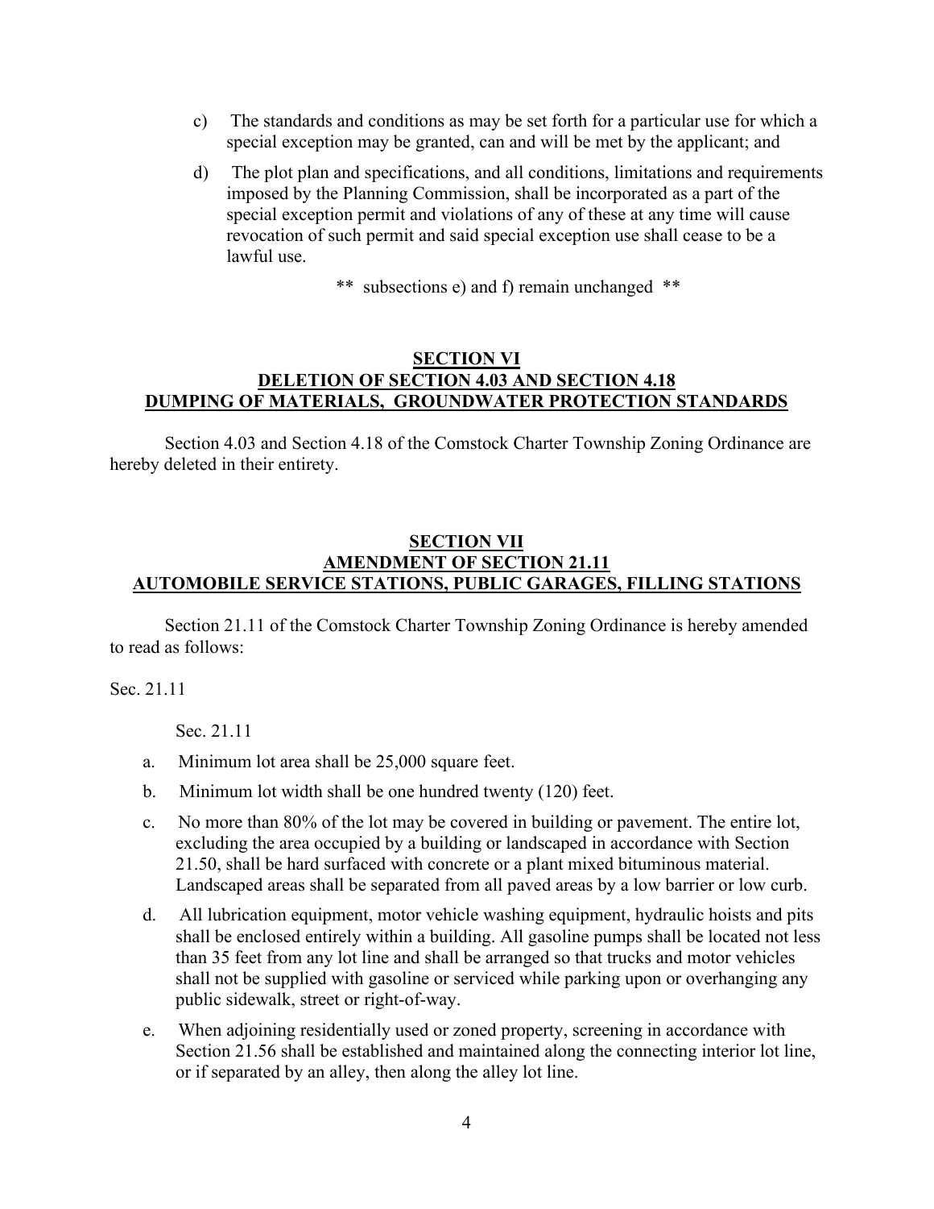c) The standards and conditions as may be set forth for a particular use for which a special exception may be granted, can and will be met by the applicant; and

d) The plot plan and specifications, and all conditions, limitations and requirements imposed by the Planning Commission, shall be incorporated as a part of the special exception permit and violations of any of these at any time will cause revocation of such permit and said special exception use shall cease to be a lawful use.

** subsections e) and f) remain unchanged **

## SECTION VI
## DELETION OF SECTION 4.03 AND SECTION 4.18
## DUMPING OF MATERIALS, GROUNDWATER PROTECTION STANDARDS

Section 4.03 and Section 4.18 of the Comstock Charter Township Zoning Ordinance are hereby deleted in their entirety.

## SECTION VII
## AMENDMENT OF SECTION 21.11
## AUTOMOBILE SERVICE STATIONS, PUBLIC GARAGES, FILLING STATIONS

Section 21.11 of the Comstock Charter Township Zoning Ordinance is hereby amended to read as follows:

Sec. 21.11

Sec. 21.11

a. Minimum lot area shall be 25,000 square feet.

b. Minimum lot width shall be one hundred twenty (120) feet.

c. No more than 80% of the lot may be covered in building or pavement. The entire lot, excluding the area occupied by a building or landscaped in accordance with Section 21.50, shall be hard surfaced with concrete or a plant mixed bituminous material. Landscaped areas shall be separated from all paved areas by a low barrier or low curb.

d. All lubrication equipment, motor vehicle washing equipment, hydraulic hoists and pits shall be enclosed entirely within a building. All gasoline pumps shall be located not less than 35 feet from any lot line and shall be arranged so that trucks and motor vehicles shall not be supplied with gasoline or serviced while parking upon or overhanging any public sidewalk, street or right-of-way.

e. When adjoining residentially used or zoned property, screening in accordance with Section 21.56 shall be established and maintained along the connecting interior lot line, or if separated by an alley, then along the alley lot line.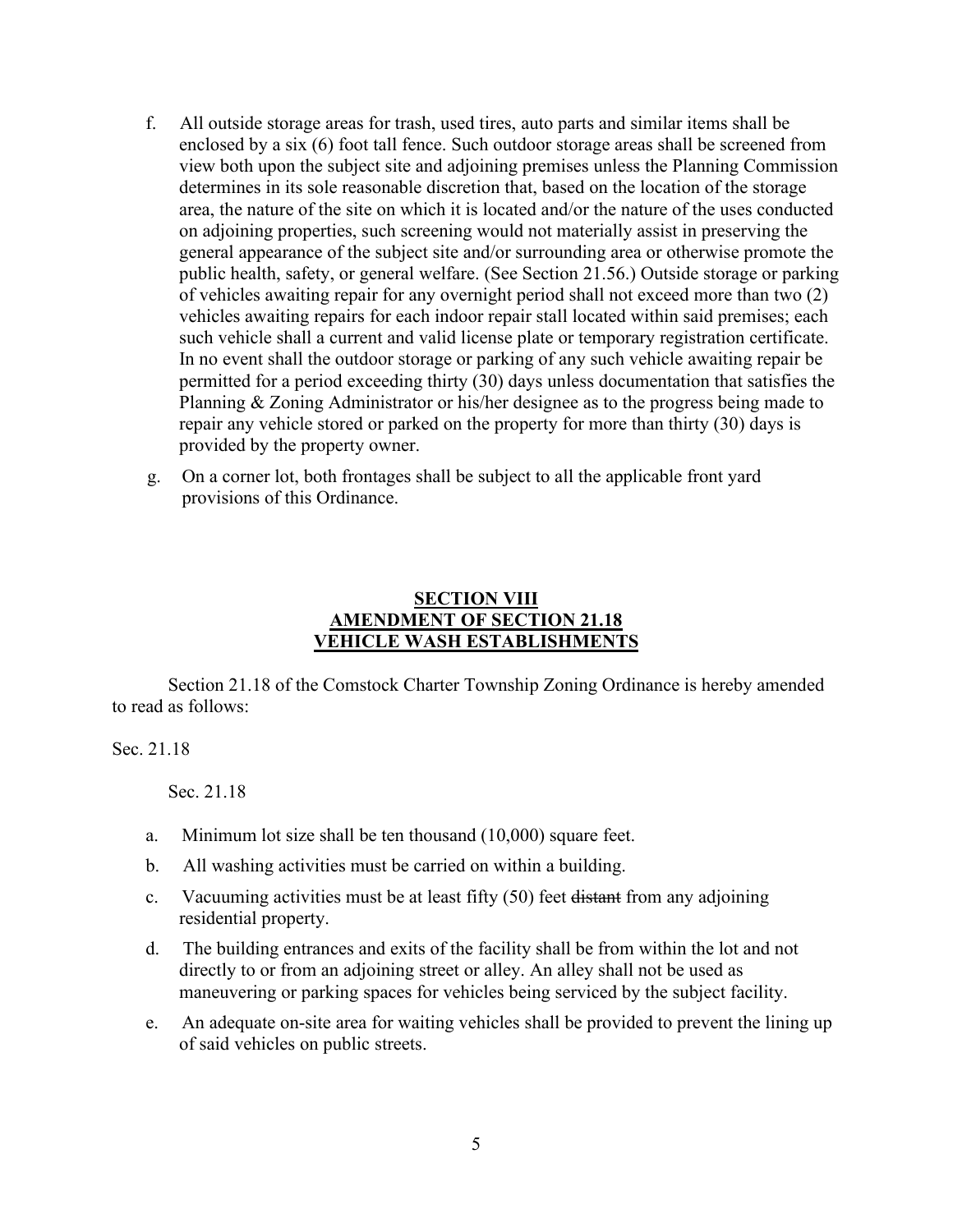f. All outside storage areas for trash, used tires, auto parts and similar items shall be enclosed by a six (6) foot tall fence. Such outdoor storage areas shall be screened from view both upon the subject site and adjoining premises unless the Planning Commission determines in its sole reasonable discretion that, based on the location of the storage area, the nature of the site on which it is located and/or the nature of the uses conducted on adjoining properties, such screening would not materially assist in preserving the general appearance of the subject site and/or surrounding area or otherwise promote the public health, safety, or general welfare. (See Section 21.56.) Outside storage or parking of vehicles awaiting repair for any overnight period shall not exceed more than two (2) vehicles awaiting repairs for each indoor repair stall located within said premises; each such vehicle shall a current and valid license plate or temporary registration certificate. In no event shall the outdoor storage or parking of any such vehicle awaiting repair be permitted for a period exceeding thirty (30) days unless documentation that satisfies the Planning & Zoning Administrator or his/her designee as to the progress being made to repair any vehicle stored or parked on the property for more than thirty (30) days is provided by the property owner.

g. On a corner lot, both frontages shall be subject to all the applicable front yard provisions of this Ordinance.

## SECTION VIII
## AMENDMENT OF SECTION 21.18
## VEHICLE WASH ESTABLISHMENTS

Section 21.18 of the Comstock Charter Township Zoning Ordinance is hereby amended to read as follows:

Sec. 21.18

Sec. 21.18

a. Minimum lot size shall be ten thousand (10,000) square feet.

b. All washing activities must be carried on within a building.

c. Vacuuming activities must be at least fifty (50) feet ~~distant~~ from any adjoining residential property.

d. The building entrances and exits of the facility shall be from within the lot and not directly to or from an adjoining street or alley. An alley shall not be used as maneuvering or parking spaces for vehicles being serviced by the subject facility.

e. An adequate on-site area for waiting vehicles shall be provided to prevent the lining up of said vehicles on public streets.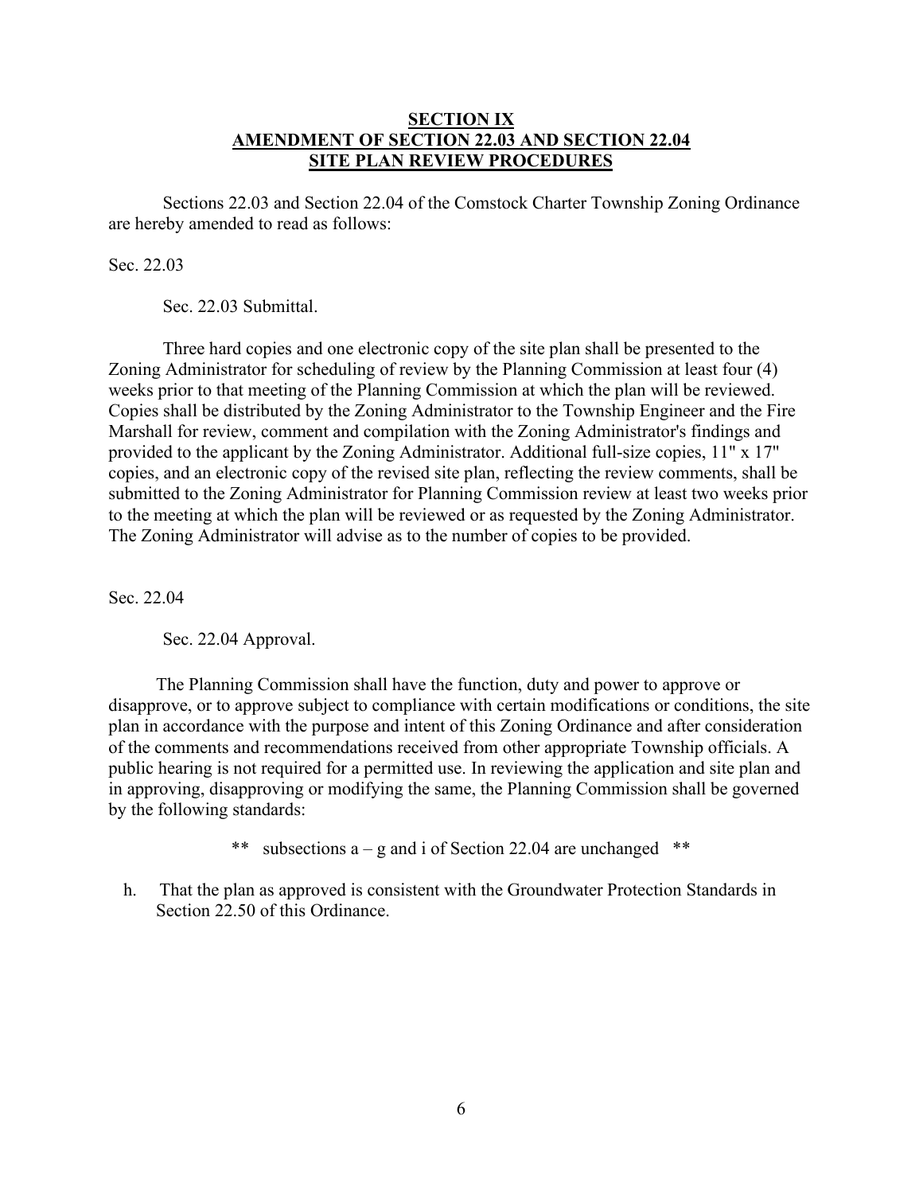## SECTION IX
## AMENDMENT OF SECTION 22.03 AND SECTION 22.04
## SITE PLAN REVIEW PROCEDURES

Sections 22.03 and Section 22.04 of the Comstock Charter Township Zoning Ordinance are hereby amended to read as follows:

Sec. 22.03

Sec. 22.03 Submittal.

Three hard copies and one electronic copy of the site plan shall be presented to the Zoning Administrator for scheduling of review by the Planning Commission at least four (4) weeks prior to that meeting of the Planning Commission at which the plan will be reviewed. Copies shall be distributed by the Zoning Administrator to the Township Engineer and the Fire Marshall for review, comment and compilation with the Zoning Administrator's findings and provided to the applicant by the Zoning Administrator. Additional full-size copies, 11" x 17" copies, and an electronic copy of the revised site plan, reflecting the review comments, shall be submitted to the Zoning Administrator for Planning Commission review at least two weeks prior to the meeting at which the plan will be reviewed or as requested by the Zoning Administrator. The Zoning Administrator will advise as to the number of copies to be provided.

Sec. 22.04

Sec. 22.04 Approval.

The Planning Commission shall have the function, duty and power to approve or disapprove, or to approve subject to compliance with certain modifications or conditions, the site plan in accordance with the purpose and intent of this Zoning Ordinance and after consideration of the comments and recommendations received from other appropriate Township officials. A public hearing is not required for a permitted use. In reviewing the application and site plan and in approving, disapproving or modifying the same, the Planning Commission shall be governed by the following standards:

** subsections a – g and i of Section 22.04 are unchanged **

h. That the plan as approved is consistent with the Groundwater Protection Standards in Section 22.50 of this Ordinance.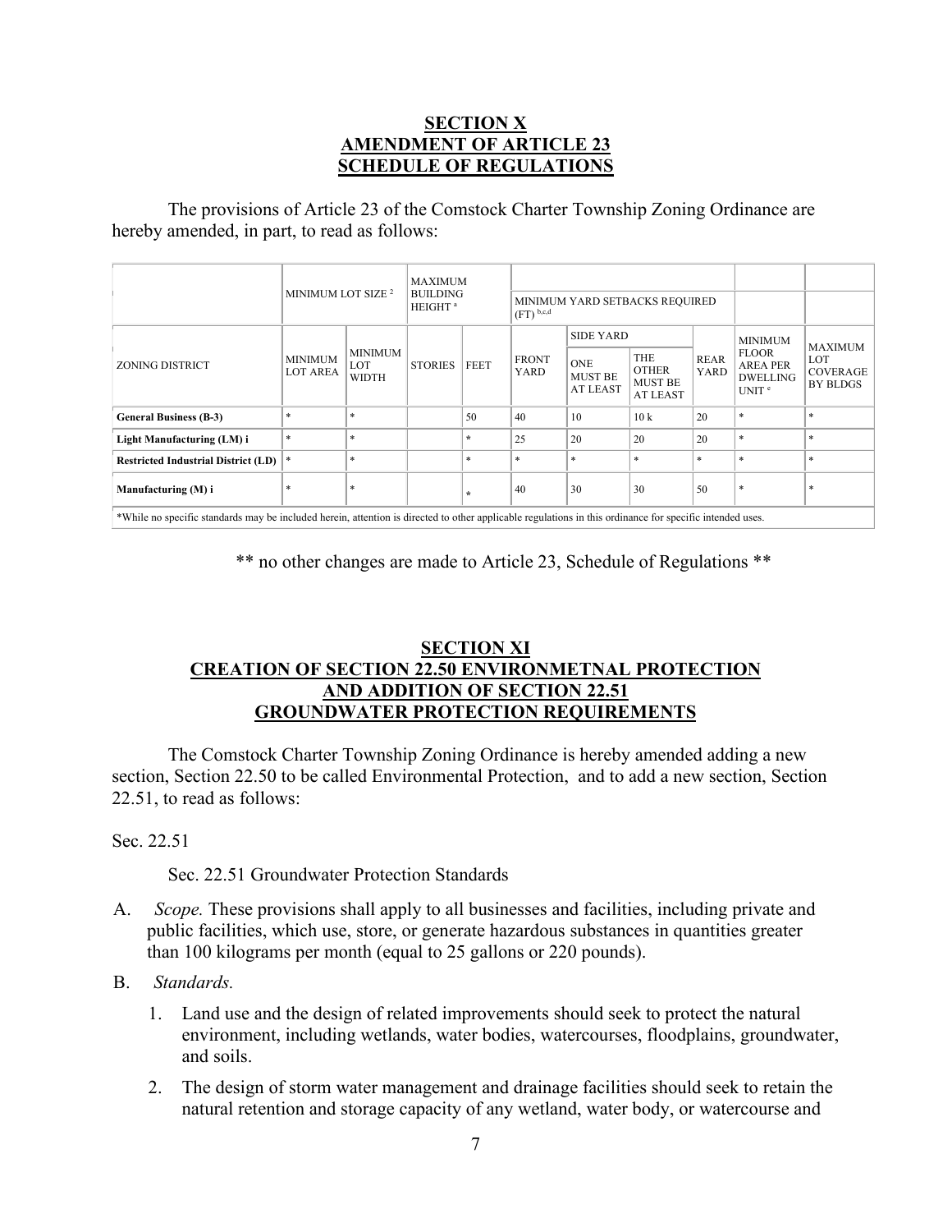**SECTION X**
**AMENDMENT OF ARTICLE 23**
**SCHEDULE OF REGULATIONS**

The provisions of Article 23 of the Comstock Charter Township Zoning Ordinance are hereby amended, in part, to read as follows:

| | MINIMUM LOT SIZE [2] | | MAXIMUM BUILDING HEIGHT [a] | | MINIMUM YARD SETBACKS REQUIRED (FT) [b,c,d] | | | | | |
|---|---|---|---|---|---|---|---|---|---|---|
| | | | | | | SIDE YARD | | | | |
| ZONING DISTRICT | MINIMUM LOT AREA | MINIMUM LOT WIDTH | STORIES | FEET | FRONT YARD | ONE MUST BE AT LEAST | THE OTHER MUST BE AT LEAST | REAR YARD | MINIMUM FLOOR AREA PER DWELLING UNIT [e] | MAXIMUM LOT COVERAGE BY BLDGS |
| **General Business (B-3)** | * | * | | 50 | 40 | 10 | 10 k | 20 | * | * |
| **Light Manufacturing (LM) i** | * | * | | * | 25 | 20 | 20 | 20 | * | * |
| **Restricted Industrial District (LD)** | * | * | | * | * | * | * | * | * | * |
| **Manufacturing (M) i** | * | * | | * | 40 | 30 | 30 | 50 | * | * |

*While no specific standards may be included herein, attention is directed to other applicable regulations in this ordinance for specific intended uses.

** no other changes are made to Article 23, Schedule of Regulations **

**SECTION XI**
**CREATION OF SECTION 22.50 ENVIRONMETNAL PROTECTION**
**AND ADDITION OF SECTION 22.51**
**GROUNDWATER PROTECTION REQUIREMENTS**

The Comstock Charter Township Zoning Ordinance is hereby amended adding a new section, Section 22.50 to be called Environmental Protection, and to add a new section, Section 22.51, to read as follows:

Sec. 22.51

Sec. 22.51 Groundwater Protection Standards

A. *Scope.* These provisions shall apply to all businesses and facilities, including private and public facilities, which use, store, or generate hazardous substances in quantities greater than 100 kilograms per month (equal to 25 gallons or 220 pounds).

B. *Standards.*

1. Land use and the design of related improvements should seek to protect the natural environment, including wetlands, water bodies, watercourses, floodplains, groundwater, and soils.

2. The design of storm water management and drainage facilities should seek to retain the natural retention and storage capacity of any wetland, water body, or watercourse and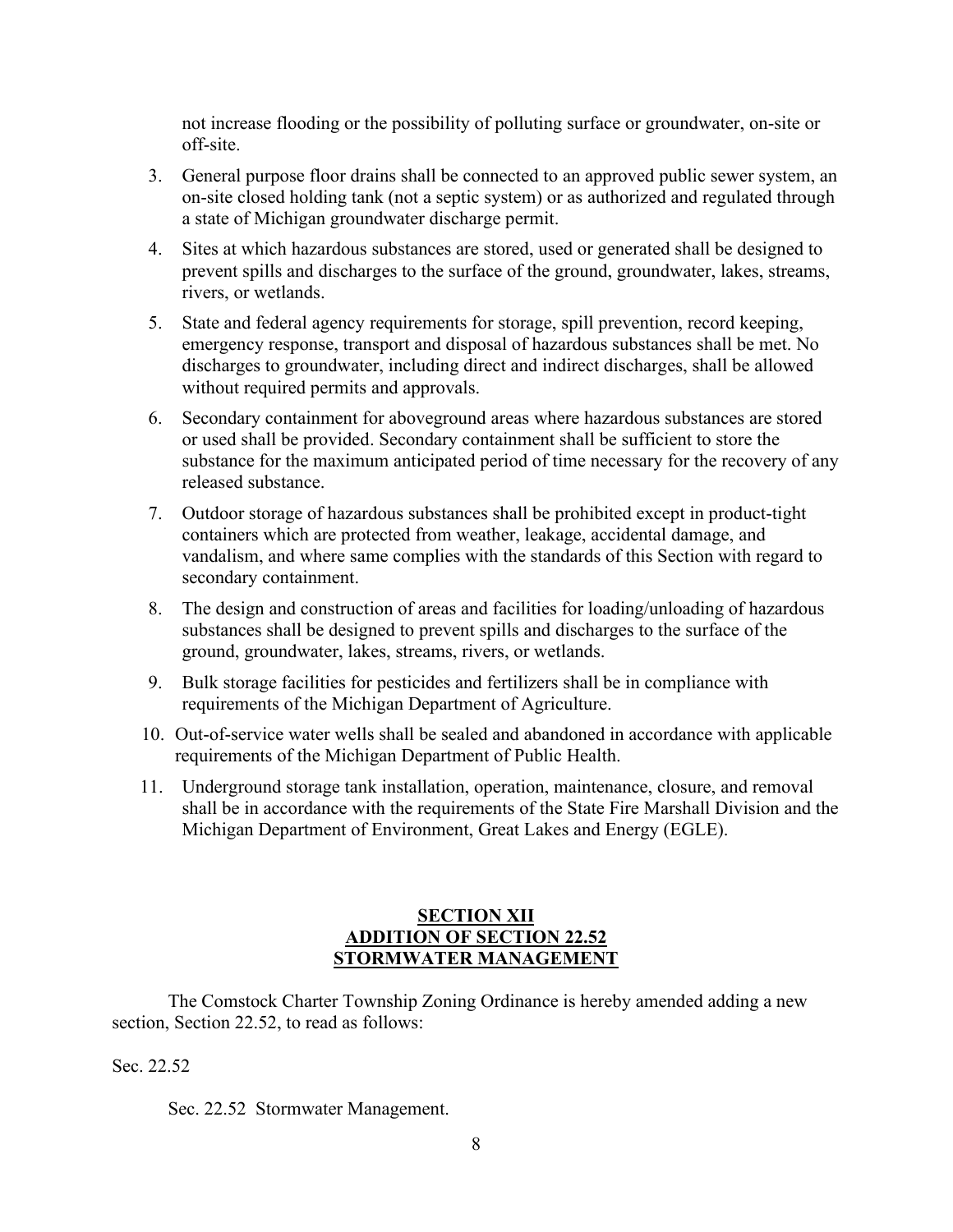not increase flooding or the possibility of polluting surface or groundwater, on-site or off-site.

3. General purpose floor drains shall be connected to an approved public sewer system, an on-site closed holding tank (not a septic system) or as authorized and regulated through a state of Michigan groundwater discharge permit.
4. Sites at which hazardous substances are stored, used or generated shall be designed to prevent spills and discharges to the surface of the ground, groundwater, lakes, streams, rivers, or wetlands.
5. State and federal agency requirements for storage, spill prevention, record keeping, emergency response, transport and disposal of hazardous substances shall be met. No discharges to groundwater, including direct and indirect discharges, shall be allowed without required permits and approvals.
6. Secondary containment for aboveground areas where hazardous substances are stored or used shall be provided. Secondary containment shall be sufficient to store the substance for the maximum anticipated period of time necessary for the recovery of any released substance.
7. Outdoor storage of hazardous substances shall be prohibited except in product-tight containers which are protected from weather, leakage, accidental damage, and vandalism, and where same complies with the standards of this Section with regard to secondary containment.
8. The design and construction of areas and facilities for loading/unloading of hazardous substances shall be designed to prevent spills and discharges to the surface of the ground, groundwater, lakes, streams, rivers, or wetlands.
9. Bulk storage facilities for pesticides and fertilizers shall be in compliance with requirements of the Michigan Department of Agriculture.
10. Out-of-service water wells shall be sealed and abandoned in accordance with applicable requirements of the Michigan Department of Public Health.
11. Underground storage tank installation, operation, maintenance, closure, and removal shall be in accordance with the requirements of the State Fire Marshall Division and the Michigan Department of Environment, Great Lakes and Energy (EGLE).

## SECTION XII
## ADDITION OF SECTION 22.52
## STORMWATER MANAGEMENT

The Comstock Charter Township Zoning Ordinance is hereby amended adding a new section, Section 22.52, to read as follows:

Sec. 22.52

Sec. 22.52 Stormwater Management.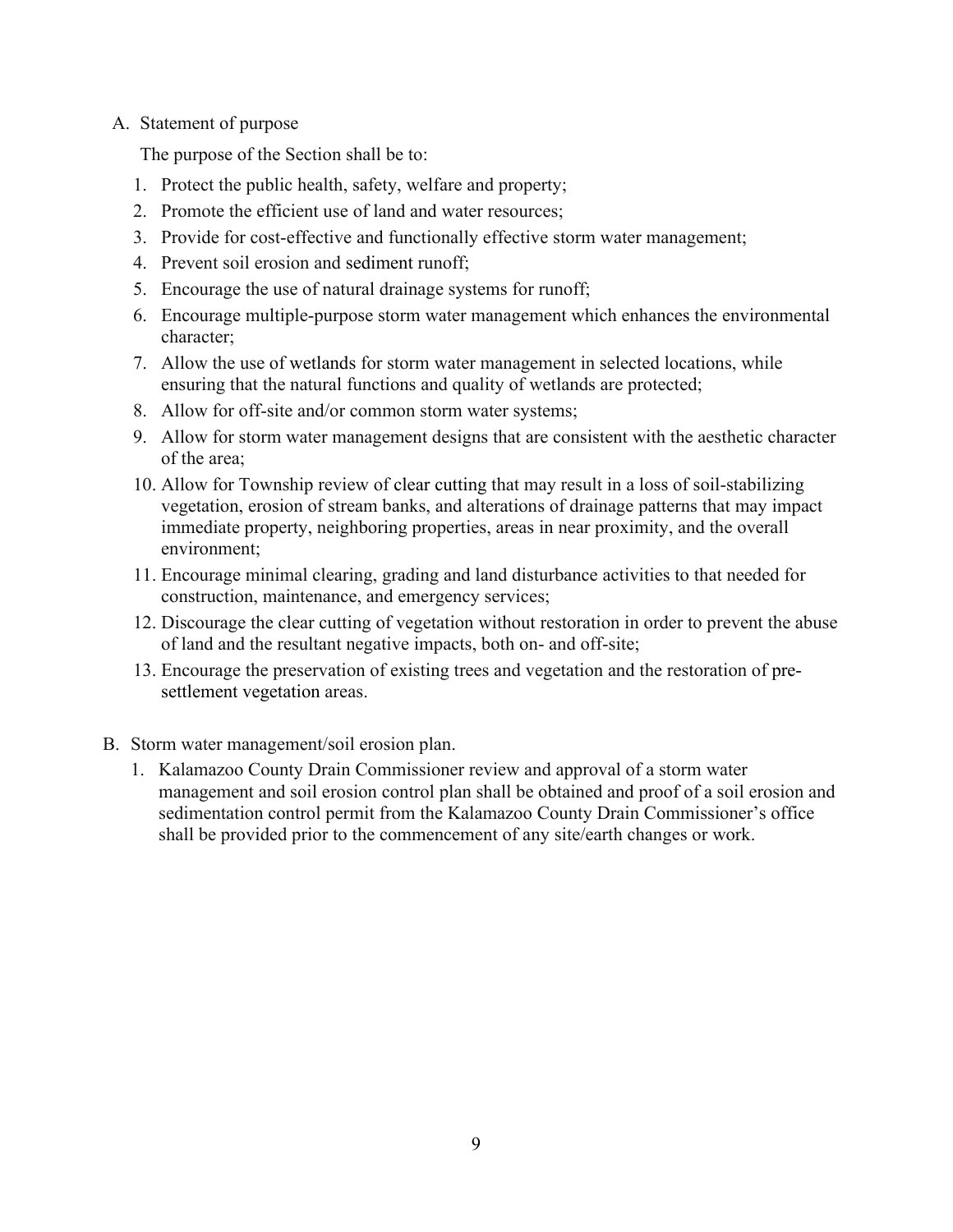A. Statement of purpose

The purpose of the Section shall be to:

1. Protect the public health, safety, welfare and property;
2. Promote the efficient use of land and water resources;
3. Provide for cost-effective and functionally effective storm water management;
4. Prevent soil erosion and sediment runoff;
5. Encourage the use of natural drainage systems for runoff;
6. Encourage multiple-purpose storm water management which enhances the environmental character;
7. Allow the use of wetlands for storm water management in selected locations, while ensuring that the natural functions and quality of wetlands are protected;
8. Allow for off-site and/or common storm water systems;
9. Allow for storm water management designs that are consistent with the aesthetic character of the area;
10. Allow for Township review of clear cutting that may result in a loss of soil-stabilizing vegetation, erosion of stream banks, and alterations of drainage patterns that may impact immediate property, neighboring properties, areas in near proximity, and the overall environment;
11. Encourage minimal clearing, grading and land disturbance activities to that needed for construction, maintenance, and emergency services;
12. Discourage the clear cutting of vegetation without restoration in order to prevent the abuse of land and the resultant negative impacts, both on- and off-site;
13. Encourage the preservation of existing trees and vegetation and the restoration of pre-settlement vegetation areas.

B. Storm water management/soil erosion plan.

1. Kalamazoo County Drain Commissioner review and approval of a storm water management and soil erosion control plan shall be obtained and proof of a soil erosion and sedimentation control permit from the Kalamazoo County Drain Commissioner's office shall be provided prior to the commencement of any site/earth changes or work.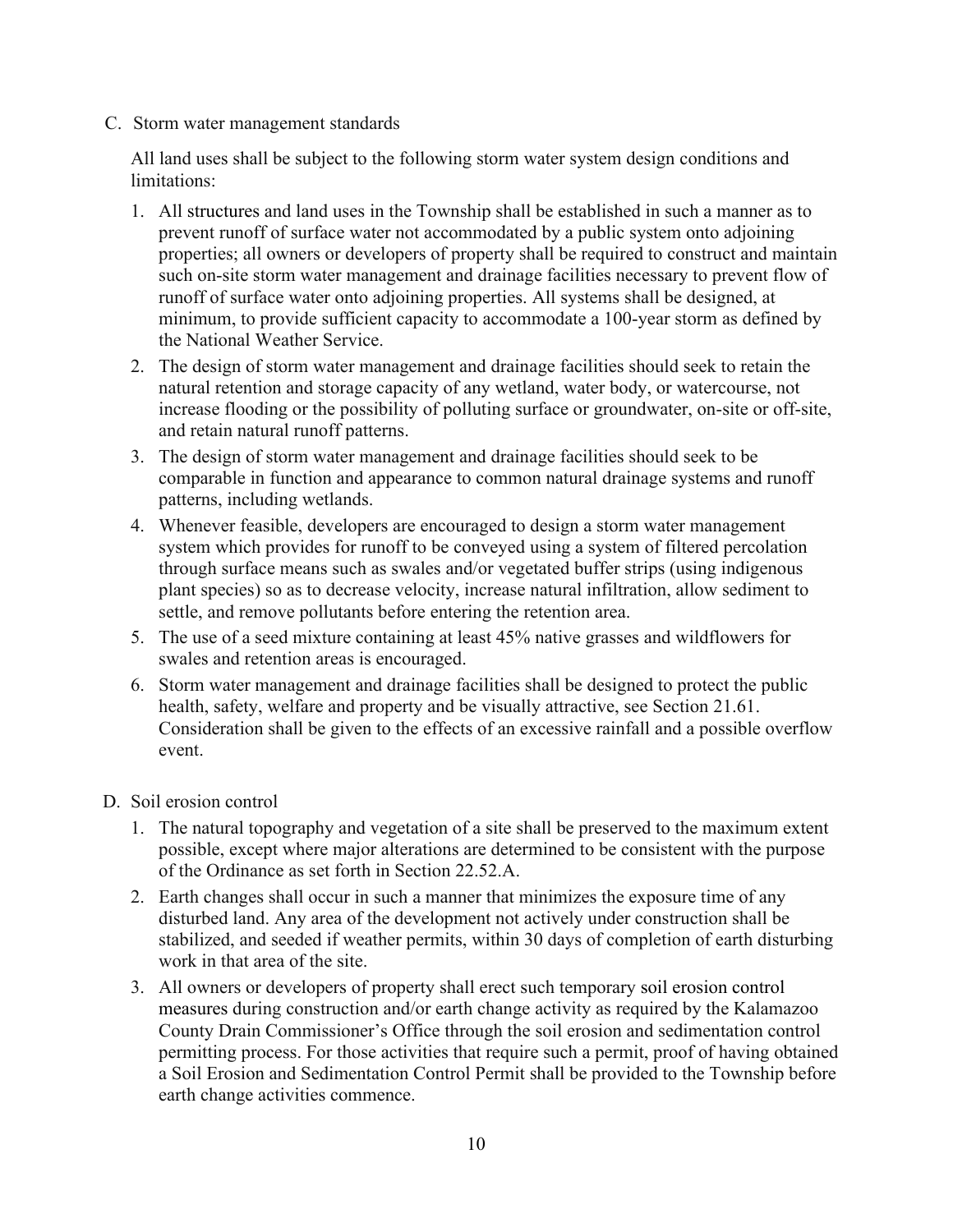C. Storm water management standards

All land uses shall be subject to the following storm water system design conditions and limitations:

1. All structures and land uses in the Township shall be established in such a manner as to prevent runoff of surface water not accommodated by a public system onto adjoining properties; all owners or developers of property shall be required to construct and maintain such on-site storm water management and drainage facilities necessary to prevent flow of runoff of surface water onto adjoining properties. All systems shall be designed, at minimum, to provide sufficient capacity to accommodate a 100-year storm as defined by the National Weather Service.
2. The design of storm water management and drainage facilities should seek to retain the natural retention and storage capacity of any wetland, water body, or watercourse, not increase flooding or the possibility of polluting surface or groundwater, on-site or off-site, and retain natural runoff patterns.
3. The design of storm water management and drainage facilities should seek to be comparable in function and appearance to common natural drainage systems and runoff patterns, including wetlands.
4. Whenever feasible, developers are encouraged to design a storm water management system which provides for runoff to be conveyed using a system of filtered percolation through surface means such as swales and/or vegetated buffer strips (using indigenous plant species) so as to decrease velocity, increase natural infiltration, allow sediment to settle, and remove pollutants before entering the retention area.
5. The use of a seed mixture containing at least 45% native grasses and wildflowers for swales and retention areas is encouraged.
6. Storm water management and drainage facilities shall be designed to protect the public health, safety, welfare and property and be visually attractive, see Section 21.61. Consideration shall be given to the effects of an excessive rainfall and a possible overflow event.

D. Soil erosion control

1. The natural topography and vegetation of a site shall be preserved to the maximum extent possible, except where major alterations are determined to be consistent with the purpose of the Ordinance as set forth in Section 22.52.A.
2. Earth changes shall occur in such a manner that minimizes the exposure time of any disturbed land. Any area of the development not actively under construction shall be stabilized, and seeded if weather permits, within 30 days of completion of earth disturbing work in that area of the site.
3. All owners or developers of property shall erect such temporary soil erosion control measures during construction and/or earth change activity as required by the Kalamazoo County Drain Commissioner's Office through the soil erosion and sedimentation control permitting process. For those activities that require such a permit, proof of having obtained a Soil Erosion and Sedimentation Control Permit shall be provided to the Township before earth change activities commence.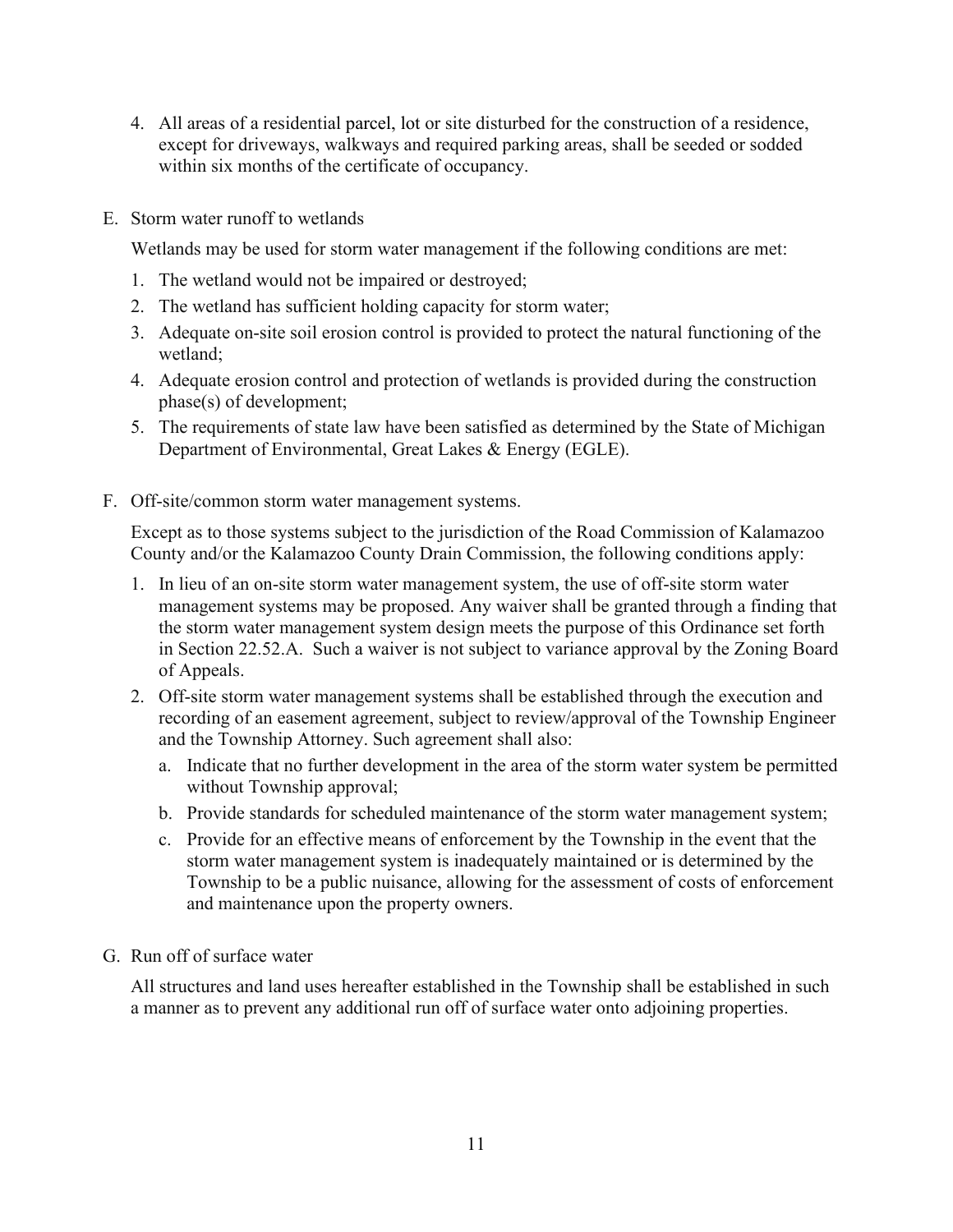4. All areas of a residential parcel, lot or site disturbed for the construction of a residence, except for driveways, walkways and required parking areas, shall be seeded or sodded within six months of the certificate of occupancy.

E. Storm water runoff to wetlands

   Wetlands may be used for storm water management if the following conditions are met:

   1. The wetland would not be impaired or destroyed;
   2. The wetland has sufficient holding capacity for storm water;
   3. Adequate on-site soil erosion control is provided to protect the natural functioning of the wetland;
   4. Adequate erosion control and protection of wetlands is provided during the construction phase(s) of development;
   5. The requirements of state law have been satisfied as determined by the State of Michigan Department of Environmental, Great Lakes & Energy (EGLE).

F. Off-site/common storm water management systems.

   Except as to those systems subject to the jurisdiction of the Road Commission of Kalamazoo County and/or the Kalamazoo County Drain Commission, the following conditions apply:

   1. In lieu of an on-site storm water management system, the use of off-site storm water management systems may be proposed. Any waiver shall be granted through a finding that the storm water management system design meets the purpose of this Ordinance set forth in Section 22.52.A. Such a waiver is not subject to variance approval by the Zoning Board of Appeals.
   2. Off-site storm water management systems shall be established through the execution and recording of an easement agreement, subject to review/approval of the Township Engineer and the Township Attorney. Such agreement shall also:
      a. Indicate that no further development in the area of the storm water system be permitted without Township approval;
      b. Provide standards for scheduled maintenance of the storm water management system;
      c. Provide for an effective means of enforcement by the Township in the event that the storm water management system is inadequately maintained or is determined by the Township to be a public nuisance, allowing for the assessment of costs of enforcement and maintenance upon the property owners.

G. Run off of surface water

   All structures and land uses hereafter established in the Township shall be established in such a manner as to prevent any additional run off of surface water onto adjoining properties.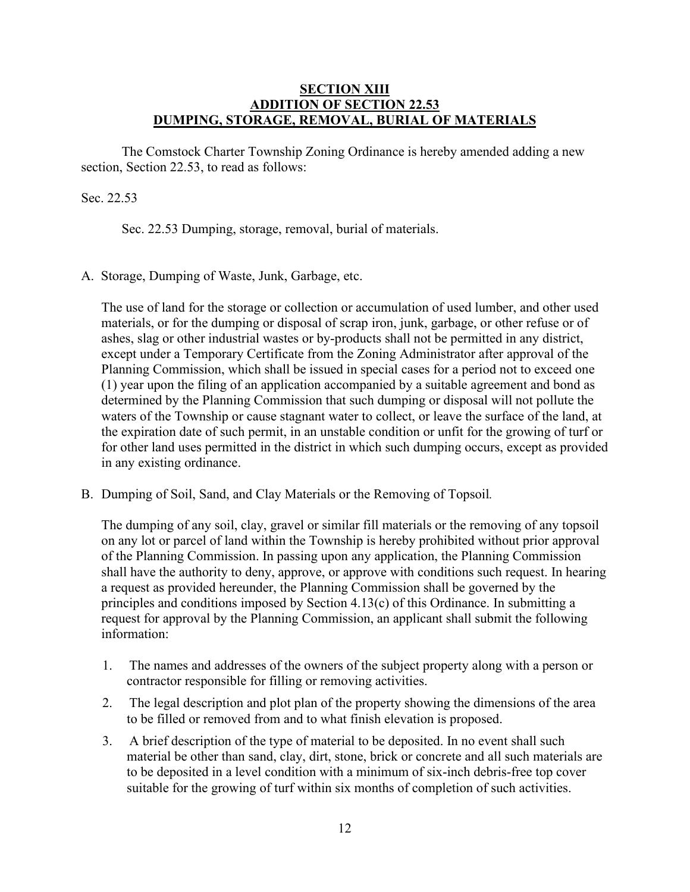## SECTION XIII
## ADDITION OF SECTION 22.53
## DUMPING, STORAGE, REMOVAL, BURIAL OF MATERIALS

The Comstock Charter Township Zoning Ordinance is hereby amended adding a new section, Section 22.53, to read as follows:

Sec. 22.53

Sec. 22.53 Dumping, storage, removal, burial of materials.

A. Storage, Dumping of Waste, Junk, Garbage, etc.

The use of land for the storage or collection or accumulation of used lumber, and other used materials, or for the dumping or disposal of scrap iron, junk, garbage, or other refuse or of ashes, slag or other industrial wastes or by-products shall not be permitted in any district, except under a Temporary Certificate from the Zoning Administrator after approval of the Planning Commission, which shall be issued in special cases for a period not to exceed one (1) year upon the filing of an application accompanied by a suitable agreement and bond as determined by the Planning Commission that such dumping or disposal will not pollute the waters of the Township or cause stagnant water to collect, or leave the surface of the land, at the expiration date of such permit, in an unstable condition or unfit for the growing of turf or for other land uses permitted in the district in which such dumping occurs, except as provided in any existing ordinance.

B. Dumping of Soil, Sand, and Clay Materials or the Removing of Topsoil.

The dumping of any soil, clay, gravel or similar fill materials or the removing of any topsoil on any lot or parcel of land within the Township is hereby prohibited without prior approval of the Planning Commission. In passing upon any application, the Planning Commission shall have the authority to deny, approve, or approve with conditions such request. In hearing a request as provided hereunder, the Planning Commission shall be governed by the principles and conditions imposed by Section 4.13(c) of this Ordinance. In submitting a request for approval by the Planning Commission, an applicant shall submit the following information:

1. The names and addresses of the owners of the subject property along with a person or contractor responsible for filling or removing activities.
2. The legal description and plot plan of the property showing the dimensions of the area to be filled or removed from and to what finish elevation is proposed.
3. A brief description of the type of material to be deposited. In no event shall such material be other than sand, clay, dirt, stone, brick or concrete and all such materials are to be deposited in a level condition with a minimum of six-inch debris-free top cover suitable for the growing of turf within six months of completion of such activities.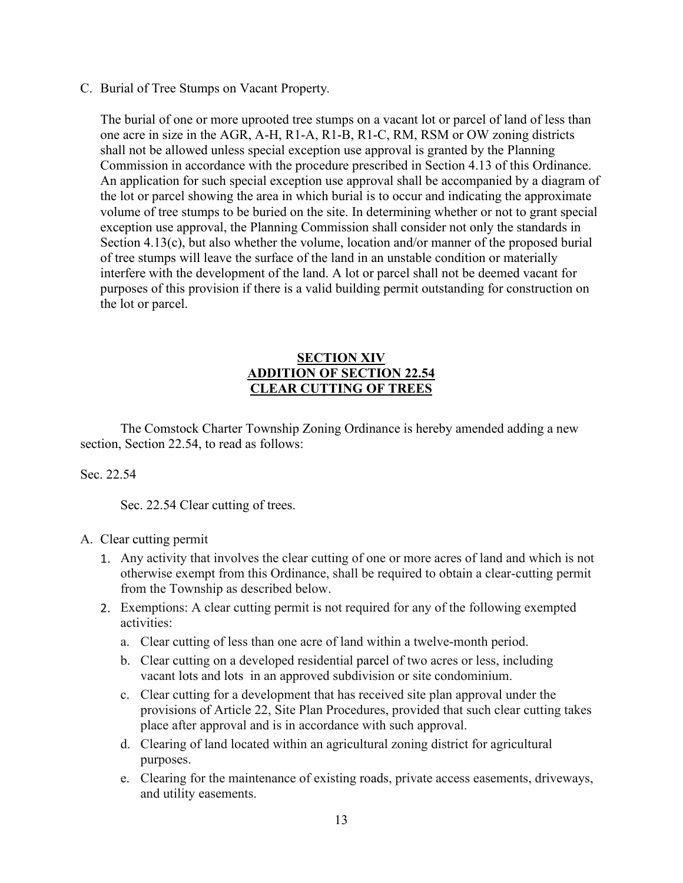C. Burial of Tree Stumps on Vacant Property.

The burial of one or more uprooted tree stumps on a vacant lot or parcel of land of less than one acre in size in the AGR, A-H, R1-A, R1-B, R1-C, RM, RSM or OW zoning districts shall not be allowed unless special exception use approval is granted by the Planning Commission in accordance with the procedure prescribed in Section 4.13 of this Ordinance. An application for such special exception use approval shall be accompanied by a diagram of the lot or parcel showing the area in which burial is to occur and indicating the approximate volume of tree stumps to be buried on the site. In determining whether or not to grant special exception use approval, the Planning Commission shall consider not only the standards in Section 4.13(c), but also whether the volume, location and/or manner of the proposed burial of tree stumps will leave the surface of the land in an unstable condition or materially interfere with the development of the land. A lot or parcel shall not be deemed vacant for purposes of this provision if there is a valid building permit outstanding for construction on the lot or parcel.

## SECTION XIV
## ADDITION OF SECTION 22.54
## CLEAR CUTTING OF TREES

The Comstock Charter Township Zoning Ordinance is hereby amended adding a new section, Section 22.54, to read as follows:

Sec. 22.54

Sec. 22.54 Clear cutting of trees.

A. Clear cutting permit

1. Any activity that involves the clear cutting of one or more acres of land and which is not otherwise exempt from this Ordinance, shall be required to obtain a clear-cutting permit from the Township as described below.
2. Exemptions: A clear cutting permit is not required for any of the following exempted activities:
   a. Clear cutting of less than one acre of land within a twelve-month period.
   b. Clear cutting on a developed residential parcel of two acres or less, including vacant lots and lots in an approved subdivision or site condominium.
   c. Clear cutting for a development that has received site plan approval under the provisions of Article 22, Site Plan Procedures, provided that such clear cutting takes place after approval and is in accordance with such approval.
   d. Clearing of land located within an agricultural zoning district for agricultural purposes.
   e. Clearing for the maintenance of existing roads, private access easements, driveways, and utility easements.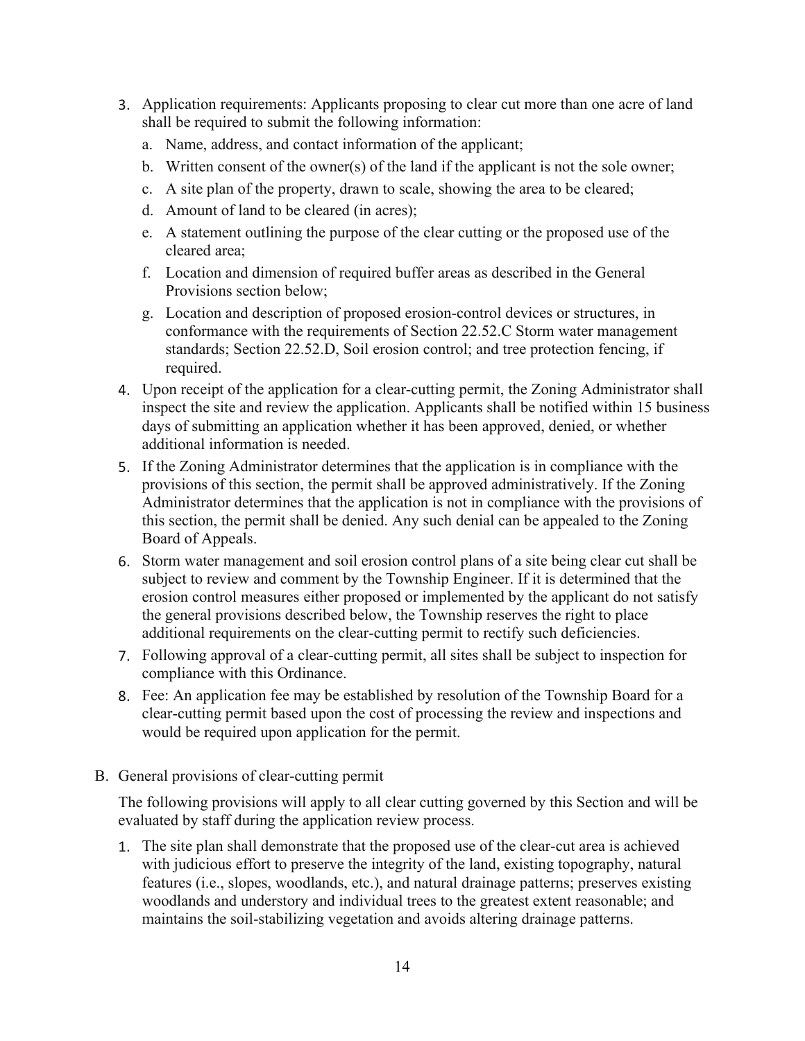3. Application requirements: Applicants proposing to clear cut more than one acre of land shall be required to submit the following information:
   a. Name, address, and contact information of the applicant;
   b. Written consent of the owner(s) of the land if the applicant is not the sole owner;
   c. A site plan of the property, drawn to scale, showing the area to be cleared;
   d. Amount of land to be cleared (in acres);
   e. A statement outlining the purpose of the clear cutting or the proposed use of the cleared area;
   f. Location and dimension of required buffer areas as described in the General Provisions section below;
   g. Location and description of proposed erosion-control devices or structures, in conformance with the requirements of Section 22.52.C Storm water management standards; Section 22.52.D, Soil erosion control; and tree protection fencing, if required.
4. Upon receipt of the application for a clear-cutting permit, the Zoning Administrator shall inspect the site and review the application. Applicants shall be notified within 15 business days of submitting an application whether it has been approved, denied, or whether additional information is needed.
5. If the Zoning Administrator determines that the application is in compliance with the provisions of this section, the permit shall be approved administratively. If the Zoning Administrator determines that the application is not in compliance with the provisions of this section, the permit shall be denied. Any such denial can be appealed to the Zoning Board of Appeals.
6. Storm water management and soil erosion control plans of a site being clear cut shall be subject to review and comment by the Township Engineer. If it is determined that the erosion control measures either proposed or implemented by the applicant do not satisfy the general provisions described below, the Township reserves the right to place additional requirements on the clear-cutting permit to rectify such deficiencies.
7. Following approval of a clear-cutting permit, all sites shall be subject to inspection for compliance with this Ordinance.
8. Fee: An application fee may be established by resolution of the Township Board for a clear-cutting permit based upon the cost of processing the review and inspections and would be required upon application for the permit.

B. General provisions of clear-cutting permit

The following provisions will apply to all clear cutting governed by this Section and will be evaluated by staff during the application review process.

1. The site plan shall demonstrate that the proposed use of the clear-cut area is achieved with judicious effort to preserve the integrity of the land, existing topography, natural features (i.e., slopes, woodlands, etc.), and natural drainage patterns; preserves existing woodlands and understory and individual trees to the greatest extent reasonable; and maintains the soil-stabilizing vegetation and avoids altering drainage patterns.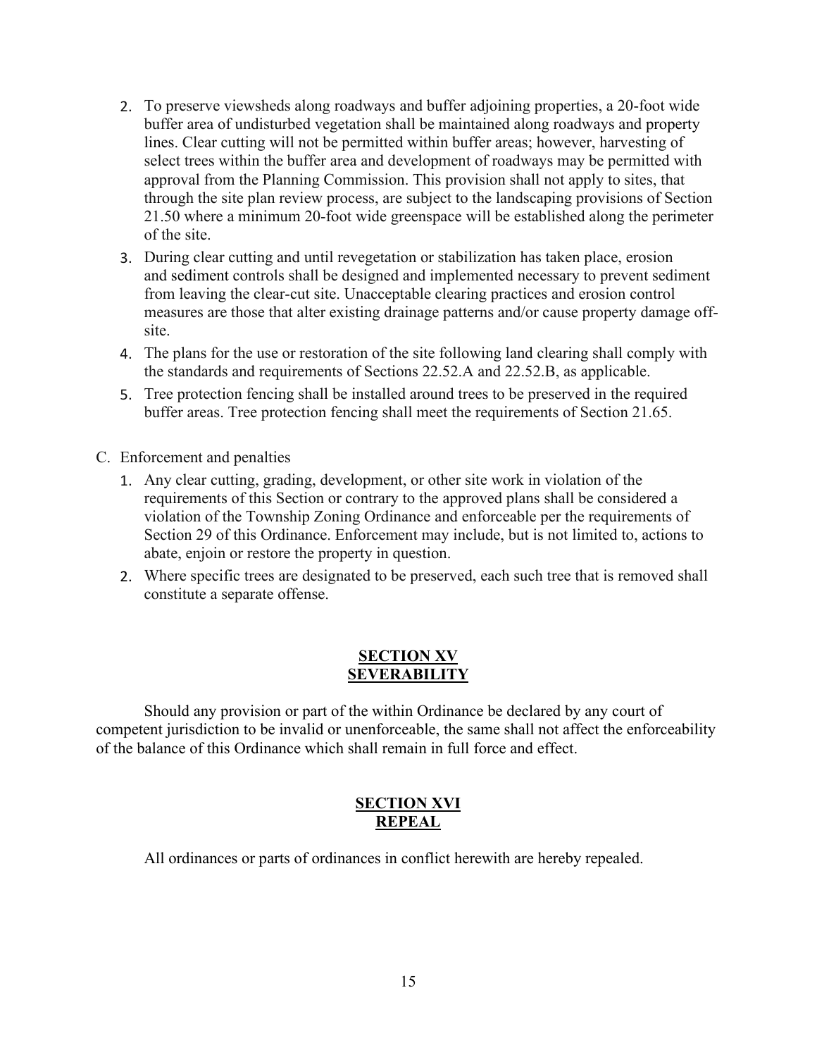2. To preserve viewsheds along roadways and buffer adjoining properties, a 20-foot wide buffer area of undisturbed vegetation shall be maintained along roadways and property lines. Clear cutting will not be permitted within buffer areas; however, harvesting of select trees within the buffer area and development of roadways may be permitted with approval from the Planning Commission. This provision shall not apply to sites, that through the site plan review process, are subject to the landscaping provisions of Section 21.50 where a minimum 20-foot wide greenspace will be established along the perimeter of the site.
3. During clear cutting and until revegetation or stabilization has taken place, erosion and sediment controls shall be designed and implemented necessary to prevent sediment from leaving the clear-cut site. Unacceptable clearing practices and erosion control measures are those that alter existing drainage patterns and/or cause property damage off-site.
4. The plans for the use or restoration of the site following land clearing shall comply with the standards and requirements of Sections 22.52.A and 22.52.B, as applicable.
5. Tree protection fencing shall be installed around trees to be preserved in the required buffer areas. Tree protection fencing shall meet the requirements of Section 21.65.

C. Enforcement and penalties

1. Any clear cutting, grading, development, or other site work in violation of the requirements of this Section or contrary to the approved plans shall be considered a violation of the Township Zoning Ordinance and enforceable per the requirements of Section 29 of this Ordinance. Enforcement may include, but is not limited to, actions to abate, enjoin or restore the property in question.
2. Where specific trees are designated to be preserved, each such tree that is removed shall constitute a separate offense.

## SECTION XV SEVERABILITY

Should any provision or part of the within Ordinance be declared by any court of competent jurisdiction to be invalid or unenforceable, the same shall not affect the enforceability of the balance of this Ordinance which shall remain in full force and effect.

## SECTION XVI REPEAL

All ordinances or parts of ordinances in conflict herewith are hereby repealed.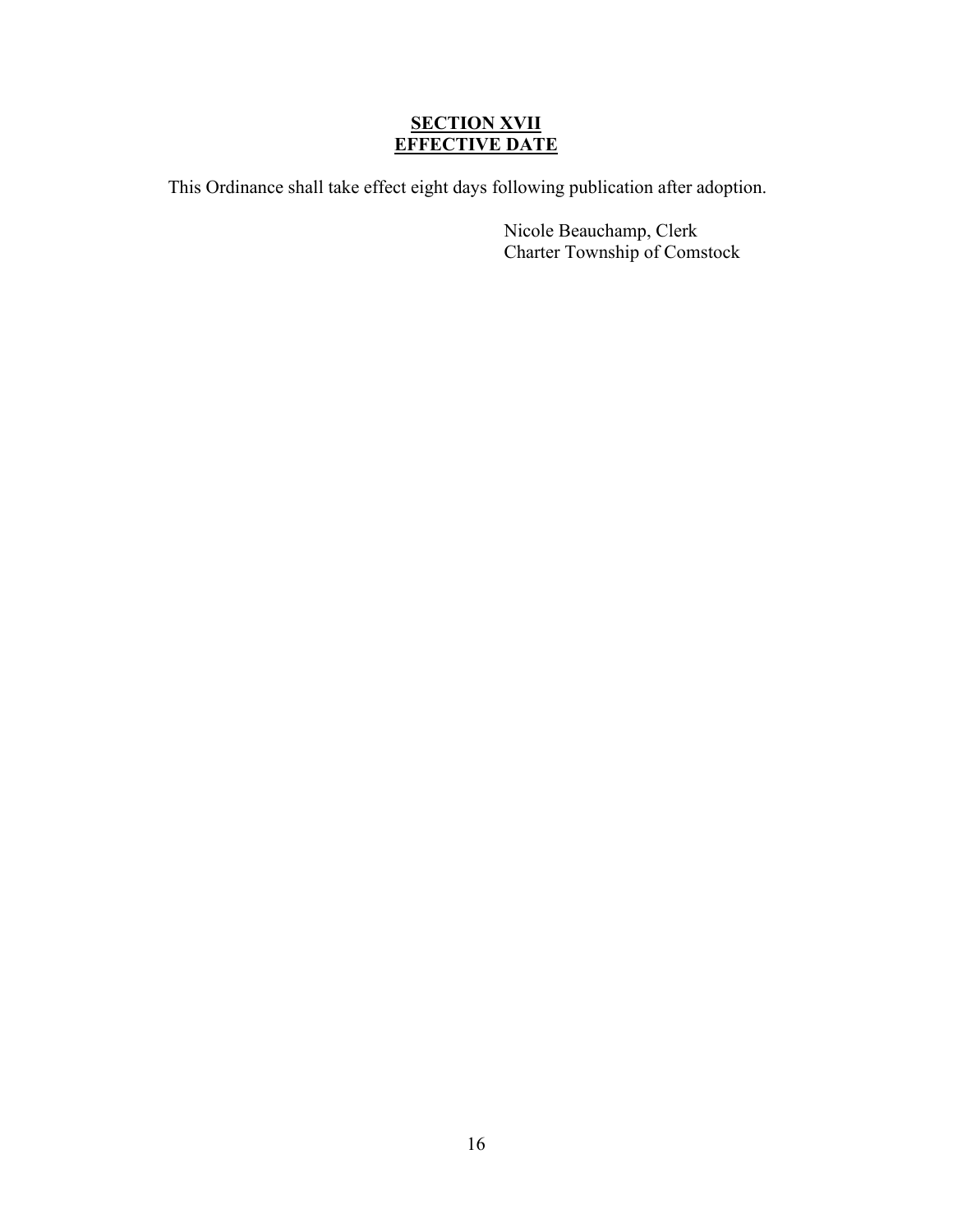## SECTION XVII
## EFFECTIVE DATE

This Ordinance shall take effect eight days following publication after adoption.

Nicole Beauchamp, Clerk
Charter Township of Comstock